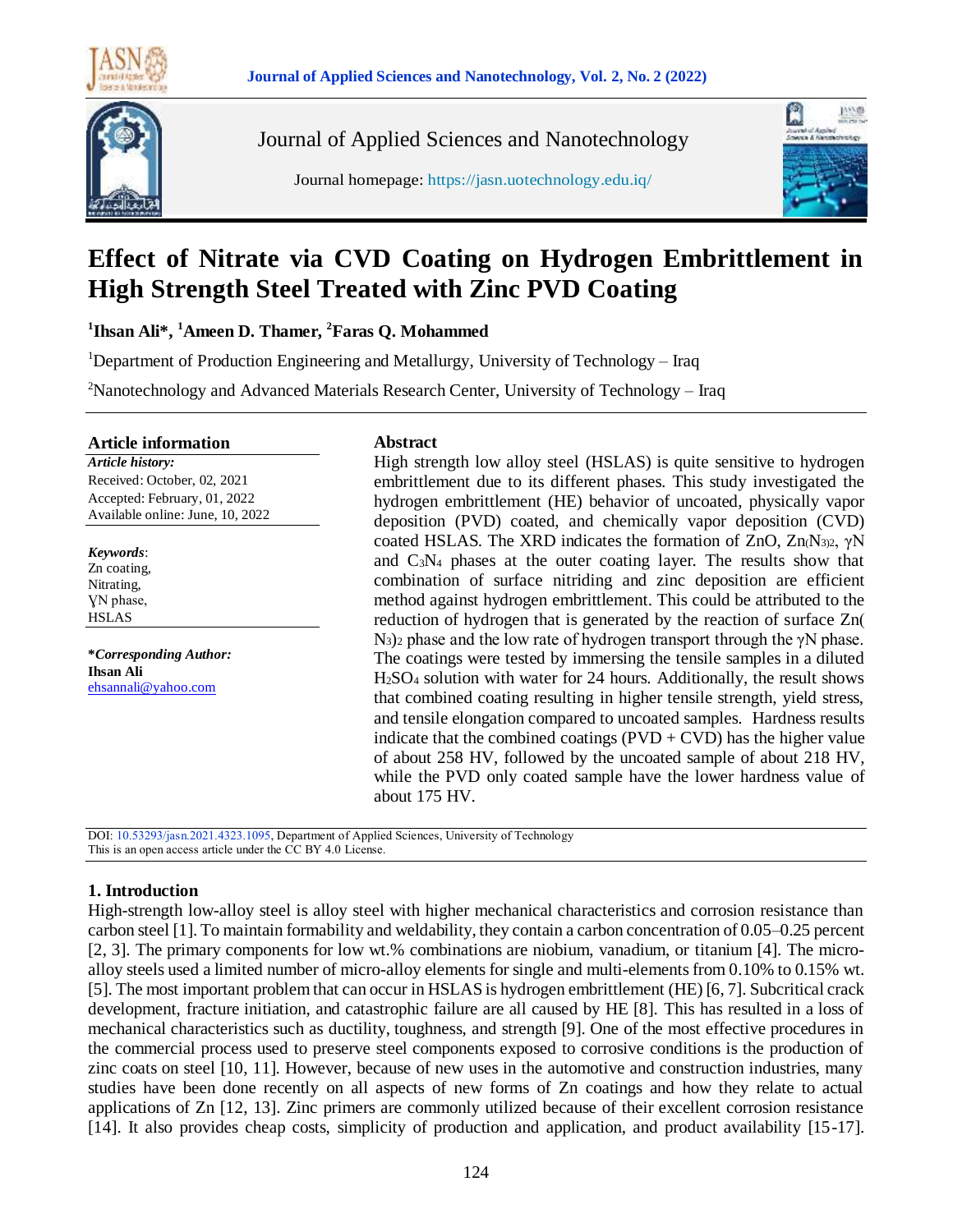# Effect of Nitrate via CVD Coating on Hydrogen Embrittlement in High Strength Steel Treated with Zinc PVD Coating

**[1]Ihsan Ali\*, [1]Ameen D. Thamer, [2]Faras Q. Mohammed**

[1]Department of Production Engineering and Metallurgy, University of Technology – Iraq

[2]Nanotechnology and Advanced Materials Research Center, University of Technology – Iraq

## Article information

***Article history:***

Received: October, 02, 2021

Accepted: February, 01, 2022

Available online: June, 10, 2022

***Keywords***:

Zn coating,

Nitrating,

ƔN phase,

HSLAS

***\*Corresponding Author:***

**Ihsan Ali**

ehsannali@yahoo.com

## Abstract

High strength low alloy steel (HSLAS) is quite sensitive to hydrogen embrittlement due to its different phases. This study investigated the hydrogen embrittlement (HE) behavior of uncoated, physically vapor deposition (PVD) coated, and chemically vapor deposition (CVD) coated HSLAS. The XRD indicates the formation of ZnO, $Zn(N_3)_2$, γN and $C_3N_4$ phases at the outer coating layer. The results show that combination of surface nitriding and zinc deposition are efficient method against hydrogen embrittlement. This could be attributed to the reduction of hydrogen that is generated by the reaction of surface $Zn(N_3)_2$ phase and the low rate of hydrogen transport through the γN phase. The coatings were tested by immersing the tensile samples in a diluted $H_2SO_4$ solution with water for 24 hours. Additionally, the result shows that combined coating resulting in higher tensile strength, yield stress, and tensile elongation compared to uncoated samples. Hardness results indicate that the combined coatings (PVD + CVD) has the higher value of about 258 HV, followed by the uncoated sample of about 218 HV, while the PVD only coated sample have the lower hardness value of about 175 HV.

DOI: 10.53293/jasn.2021.4323.1095, Department of Applied Sciences, University of Technology

This is an open access article under the CC BY 4.0 License.

## 1. Introduction

High-strength low-alloy steel is alloy steel with higher mechanical characteristics and corrosion resistance than carbon steel [1]. To maintain formability and weldability, they contain a carbon concentration of 0.05–0.25 percent [2, 3]. The primary components for low wt.% combinations are niobium, vanadium, or titanium [4]. The micro-alloy steels used a limited number of micro-alloy elements for single and multi-elements from 0.10% to 0.15% wt. [5]. The most important problem that can occur in HSLAS is hydrogen embrittlement (HE) [6, 7]. Subcritical crack development, fracture initiation, and catastrophic failure are all caused by HE [8]. This has resulted in a loss of mechanical characteristics such as ductility, toughness, and strength [9]. One of the most effective procedures in the commercial process used to preserve steel components exposed to corrosive conditions is the production of zinc coats on steel [10, 11]. However, because of new uses in the automotive and construction industries, many studies have been done recently on all aspects of new forms of Zn coatings and how they relate to actual applications of Zn [12, 13]. Zinc primers are commonly utilized because of their excellent corrosion resistance [14]. It also provides cheap costs, simplicity of production and application, and product availability [15-17].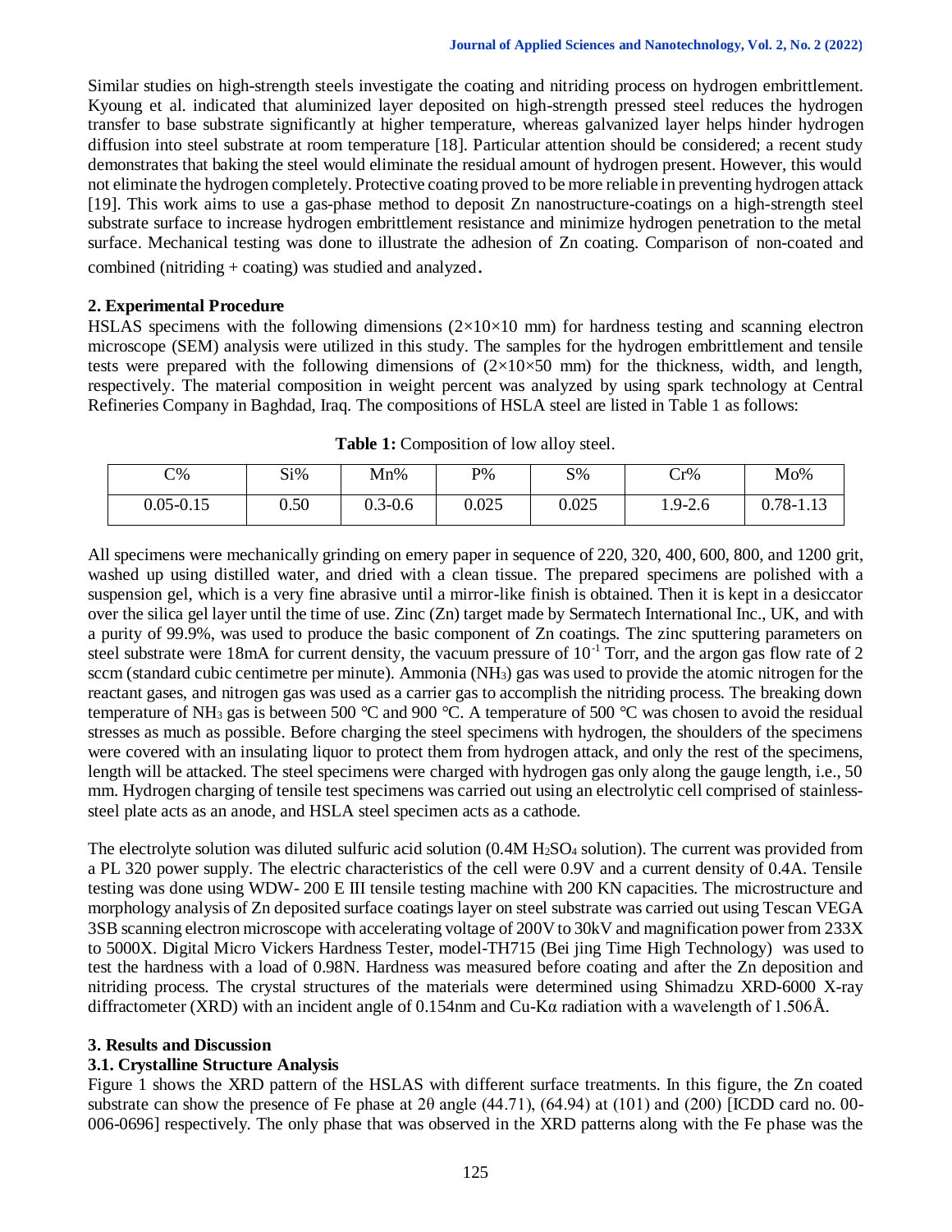Similar studies on high-strength steels investigate the coating and nitriding process on hydrogen embrittlement. Kyoung et al. indicated that aluminized layer deposited on high-strength pressed steel reduces the hydrogen transfer to base substrate significantly at higher temperature, whereas galvanized layer helps hinder hydrogen diffusion into steel substrate at room temperature [18]. Particular attention should be considered; a recent study demonstrates that baking the steel would eliminate the residual amount of hydrogen present. However, this would not eliminate the hydrogen completely. Protective coating proved to be more reliable in preventing hydrogen attack [19]. This work aims to use a gas-phase method to deposit Zn nanostructure-coatings on a high-strength steel substrate surface to increase hydrogen embrittlement resistance and minimize hydrogen penetration to the metal surface. Mechanical testing was done to illustrate the adhesion of Zn coating. Comparison of non-coated and combined (nitriding + coating) was studied and analyzed.

## 2. Experimental Procedure

HSLAS specimens with the following dimensions (2×10×10 mm) for hardness testing and scanning electron microscope (SEM) analysis were utilized in this study. The samples for the hydrogen embrittlement and tensile tests were prepared with the following dimensions of (2×10×50 mm) for the thickness, width, and length, respectively. The material composition in weight percent was analyzed by using spark technology at Central Refineries Company in Baghdad, Iraq. The compositions of HSLA steel are listed in Table 1 as follows:

**Table 1:** Composition of low alloy steel.

| C% | Si% | Mn% | P% | S% | Cr% | Mo% |
|---|---|---|---|---|---|---|
| 0.05-0.15 | 0.50 | 0.3-0.6 | 0.025 | 0.025 | 1.9-2.6 | 0.78-1.13 |

All specimens were mechanically grinding on emery paper in sequence of 220, 320, 400, 600, 800, and 1200 grit, washed up using distilled water, and dried with a clean tissue. The prepared specimens are polished with a suspension gel, which is a very fine abrasive until a mirror-like finish is obtained. Then it is kept in a desiccator over the silica gel layer until the time of use. Zinc (Zn) target made by Sermatech International Inc., UK, and with a purity of 99.9%, was used to produce the basic component of Zn coatings. The zinc sputtering parameters on steel substrate were 18mA for current density, the vacuum pressure of $10^{-1}$ Torr, and the argon gas flow rate of 2 sccm (standard cubic centimetre per minute). Ammonia ($NH_3$) gas was used to provide the atomic nitrogen for the reactant gases, and nitrogen gas was used as a carrier gas to accomplish the nitriding process. The breaking down temperature of $NH_3$ gas is between 500 °C and 900 °C. A temperature of 500 °C was chosen to avoid the residual stresses as much as possible. Before charging the steel specimens with hydrogen, the shoulders of the specimens were covered with an insulating liquor to protect them from hydrogen attack, and only the rest of the specimens, length will be attacked. The steel specimens were charged with hydrogen gas only along the gauge length, i.e., 50 mm. Hydrogen charging of tensile test specimens was carried out using an electrolytic cell comprised of stainless-steel plate acts as an anode, and HSLA steel specimen acts as a cathode.

The electrolyte solution was diluted sulfuric acid solution (0.4M $H_2SO_4$ solution). The current was provided from a PL 320 power supply. The electric characteristics of the cell were 0.9V and a current density of 0.4A. Tensile testing was done using WDW- 200 E III tensile testing machine with 200 KN capacities. The microstructure and morphology analysis of Zn deposited surface coatings layer on steel substrate was carried out using Tescan VEGA 3SB scanning electron microscope with accelerating voltage of 200V to 30kV and magnification power from 233X to 5000X. Digital Micro Vickers Hardness Tester, model-TH715 (Bei jing Time High Technology) was used to test the hardness with a load of 0.98N. Hardness was measured before coating and after the Zn deposition and nitriding process. The crystal structures of the materials were determined using Shimadzu XRD-6000 X-ray diffractometer (XRD) with an incident angle of 0.154nm and Cu-Kα radiation with a wavelength of 1.506Å.

## 3. Results and Discussion

### 3.1. Crystalline Structure Analysis

Figure 1 shows the XRD pattern of the HSLAS with different surface treatments. In this figure, the Zn coated substrate can show the presence of Fe phase at 2θ angle (44.71), (64.94) at (101) and (200) [ICDD card no. 00-006-0696] respectively. The only phase that was observed in the XRD patterns along with the Fe phase was the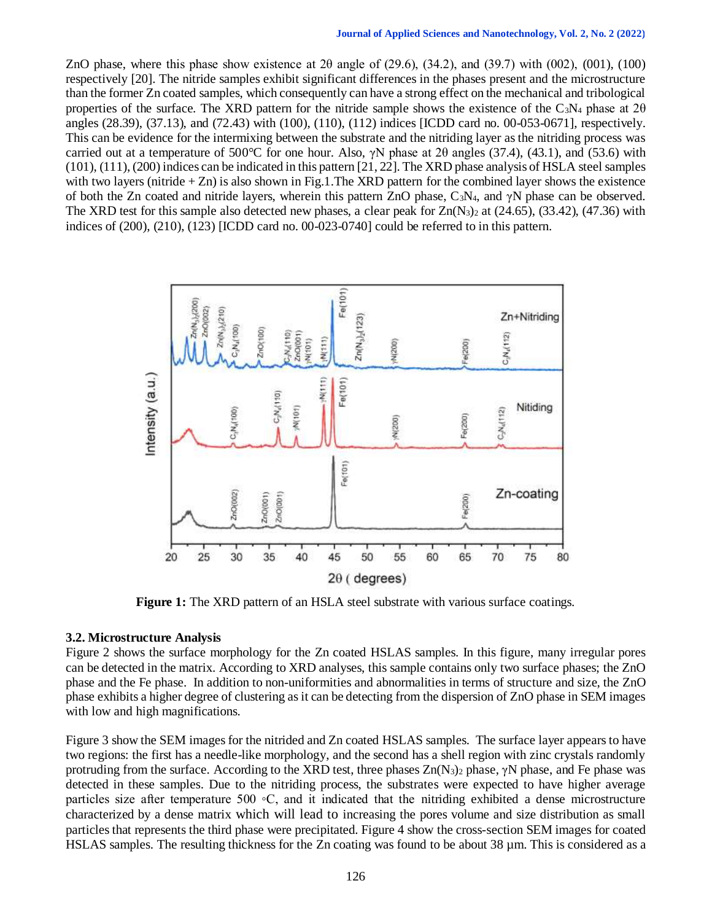ZnO phase, where this phase show existence at 2θ angle of (29.6), (34.2), and (39.7) with (002), (001), (100) respectively [20]. The nitride samples exhibit significant differences in the phases present and the microstructure than the former Zn coated samples, which consequently can have a strong effect on the mechanical and tribological properties of the surface. The XRD pattern for the nitride sample shows the existence of the $C_3N_4$ phase at 2θ angles (28.39), (37.13), and (72.43) with (100), (110), (112) indices [ICDD card no. 00-053-0671], respectively. This can be evidence for the intermixing between the substrate and the nitriding layer as the nitriding process was carried out at a temperature of 500°C for one hour. Also, γN phase at 2θ angles (37.4), (43.1), and (53.6) with (101), (111), (200) indices can be indicated in this pattern [21, 22]. The XRD phase analysis of HSLA steel samples with two layers (nitride + Zn) is also shown in Fig.1.The XRD pattern for the combined layer shows the existence of both the Zn coated and nitride layers, wherein this pattern ZnO phase, $C_3N_4$, and γN phase can be observed. The XRD test for this sample also detected new phases, a clear peak for $Zn(N_3)_2$ at (24.65), (33.42), (47.36) with indices of (200), (210), (123) [ICDD card no. 00-023-0740] could be referred to in this pattern.

**Figure 1:** The XRD pattern of an HSLA steel substrate with various surface coatings.

### 3.2. Microstructure Analysis

Figure 2 shows the surface morphology for the Zn coated HSLAS samples. In this figure, many irregular pores can be detected in the matrix. According to XRD analyses, this sample contains only two surface phases; the ZnO phase and the Fe phase. In addition to non-uniformities and abnormalities in terms of structure and size, the ZnO phase exhibits a higher degree of clustering as it can be detecting from the dispersion of ZnO phase in SEM images with low and high magnifications.

Figure 3 show the SEM images for the nitrided and Zn coated HSLAS samples. The surface layer appears to have two regions: the first has a needle-like morphology, and the second has a shell region with zinc crystals randomly protruding from the surface. According to the XRD test, three phases $Zn(N_3)_2$ phase, γN phase, and Fe phase was detected in these samples. Due to the nitriding process, the substrates were expected to have higher average particles size after temperature 500 ◦C, and it indicated that the nitriding exhibited a dense microstructure characterized by a dense matrix which will lead to increasing the pores volume and size distribution as small particles that represents the third phase were precipitated. Figure 4 show the cross-section SEM images for coated HSLAS samples. The resulting thickness for the Zn coating was found to be about 38 µm. This is considered as a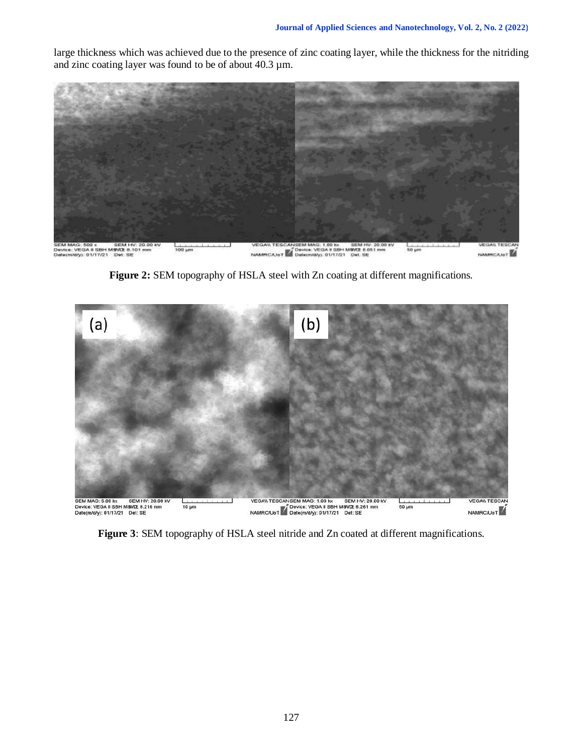large thickness which was achieved due to the presence of zinc coating layer, while the thickness for the nitriding and zinc coating layer was found to be of about 40.3 µm.

**Figure 2:** SEM topography of HSLA steel with Zn coating at different magnifications.

**Figure 3**: SEM topography of HSLA steel nitride and Zn coated at different magnifications.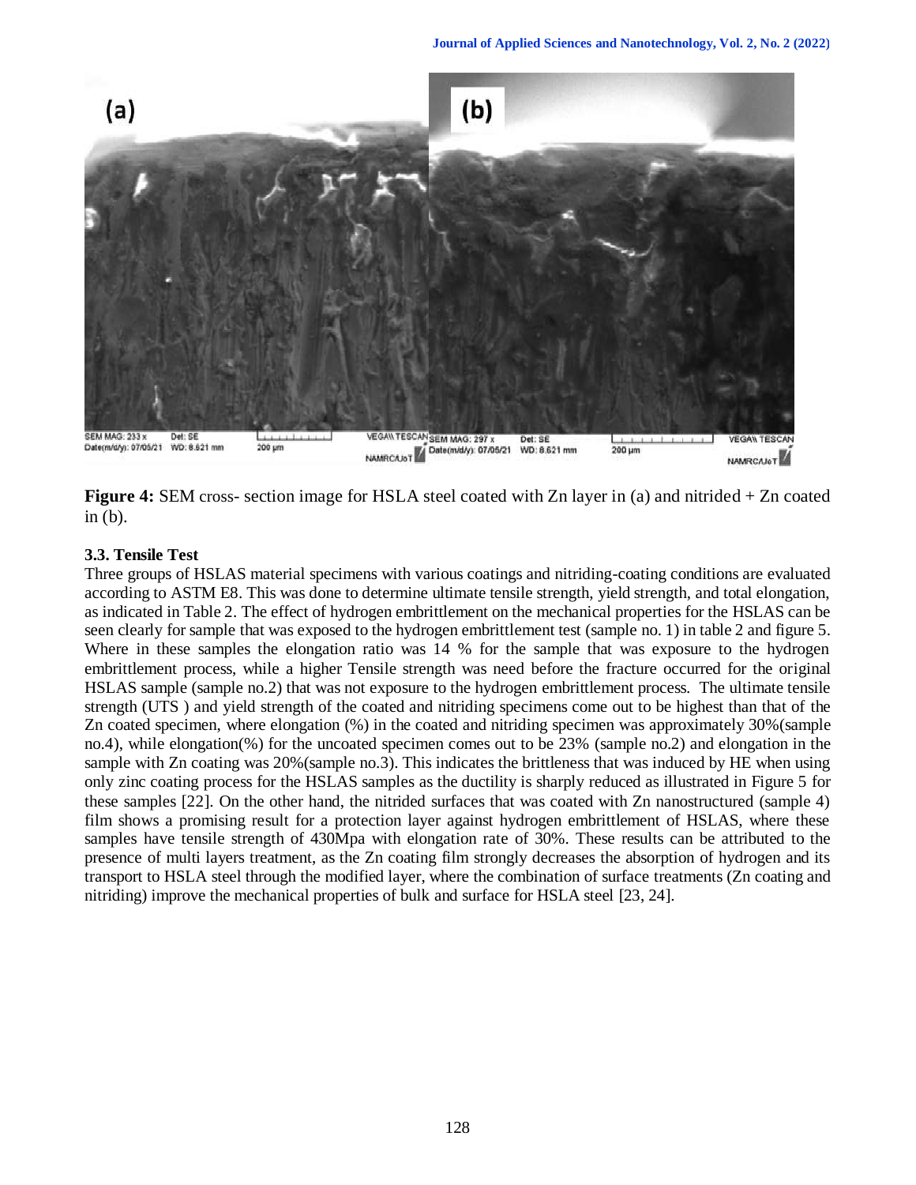**Figure 4:** SEM cross- section image for HSLA steel coated with Zn layer in (a) and nitrided + Zn coated in (b).

### 3.3. Tensile Test

Three groups of HSLAS material specimens with various coatings and nitriding-coating conditions are evaluated according to ASTM E8. This was done to determine ultimate tensile strength, yield strength, and total elongation, as indicated in Table 2. The effect of hydrogen embrittlement on the mechanical properties for the HSLAS can be seen clearly for sample that was exposed to the hydrogen embrittlement test (sample no. 1) in table 2 and figure 5. Where in these samples the elongation ratio was 14 % for the sample that was exposure to the hydrogen embrittlement process, while a higher Tensile strength was need before the fracture occurred for the original HSLAS sample (sample no.2) that was not exposure to the hydrogen embrittlement process. The ultimate tensile strength (UTS ) and yield strength of the coated and nitriding specimens come out to be highest than that of the Zn coated specimen, where elongation (%) in the coated and nitriding specimen was approximately 30%(sample no.4), while elongation(%) for the uncoated specimen comes out to be 23% (sample no.2) and elongation in the sample with Zn coating was 20%(sample no.3). This indicates the brittleness that was induced by HE when using only zinc coating process for the HSLAS samples as the ductility is sharply reduced as illustrated in Figure 5 for these samples [22]. On the other hand, the nitrided surfaces that was coated with Zn nanostructured (sample 4) film shows a promising result for a protection layer against hydrogen embrittlement of HSLAS, where these samples have tensile strength of 430Mpa with elongation rate of 30%. These results can be attributed to the presence of multi layers treatment, as the Zn coating film strongly decreases the absorption of hydrogen and its transport to HSLA steel through the modified layer, where the combination of surface treatments (Zn coating and nitriding) improve the mechanical properties of bulk and surface for HSLA steel [23, 24].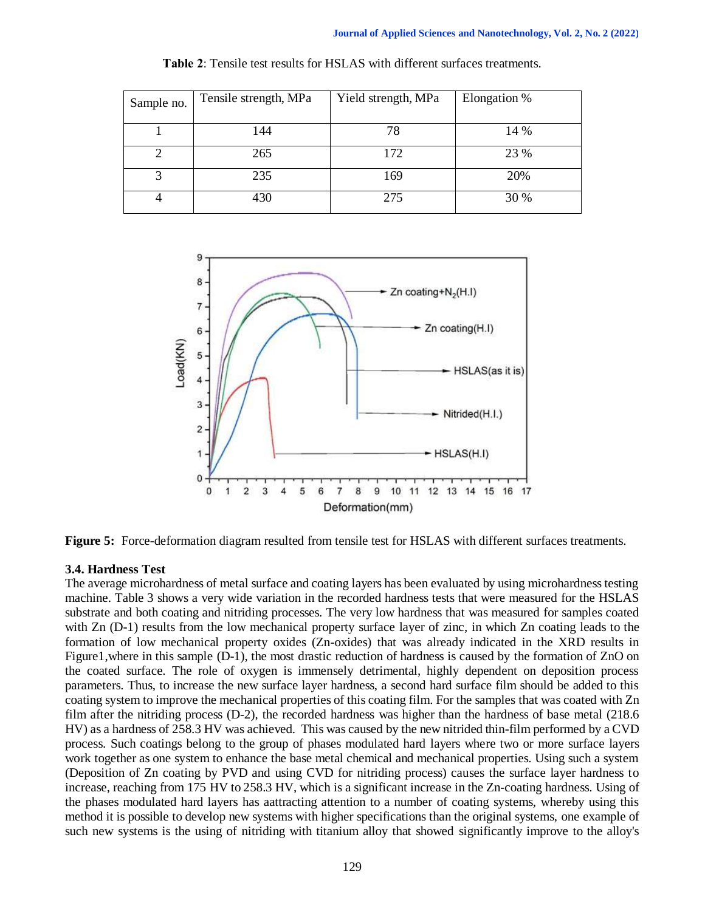**Table 2**: Tensile test results for HSLAS with different surfaces treatments.

| Sample no. | Tensile strength, MPa | Yield strength, MPa | Elongation % |
|---|---|---|---|
| 1 | 144 | 78 | 14 % |
| 2 | 265 | 172 | 23 % |
| 3 | 235 | 169 | 20% |
| 4 | 430 | 275 | 30 % |

**Figure 5:** Force-deformation diagram resulted from tensile test for HSLAS with different surfaces treatments.

### 3.4. Hardness Test

The average microhardness of metal surface and coating layers has been evaluated by using microhardness testing machine. Table 3 shows a very wide variation in the recorded hardness tests that were measured for the HSLAS substrate and both coating and nitriding processes. The very low hardness that was measured for samples coated with Zn (D-1) results from the low mechanical property surface layer of zinc, in which Zn coating leads to the formation of low mechanical property oxides (Zn-oxides) that was already indicated in the XRD results in Figure1,where in this sample (D-1), the most drastic reduction of hardness is caused by the formation of ZnO on the coated surface. The role of oxygen is immensely detrimental, highly dependent on deposition process parameters. Thus, to increase the new surface layer hardness, a second hard surface film should be added to this coating system to improve the mechanical properties of this coating film. For the samples that was coated with Zn film after the nitriding process (D-2), the recorded hardness was higher than the hardness of base metal (218.6 HV) as a hardness of 258.3 HV was achieved. This was caused by the new nitrided thin-film performed by a CVD process. Such coatings belong to the group of phases modulated hard layers where two or more surface layers work together as one system to enhance the base metal chemical and mechanical properties. Using such a system (Deposition of Zn coating by PVD and using CVD for nitriding process) causes the surface layer hardness to increase, reaching from 175 HV to 258.3 HV, which is a significant increase in the Zn-coating hardness. Using of the phases modulated hard layers has aattracting attention to a number of coating systems, whereby using this method it is possible to develop new systems with higher specifications than the original systems, one example of such new systems is the using of nitriding with titanium alloy that showed significantly improve to the alloy's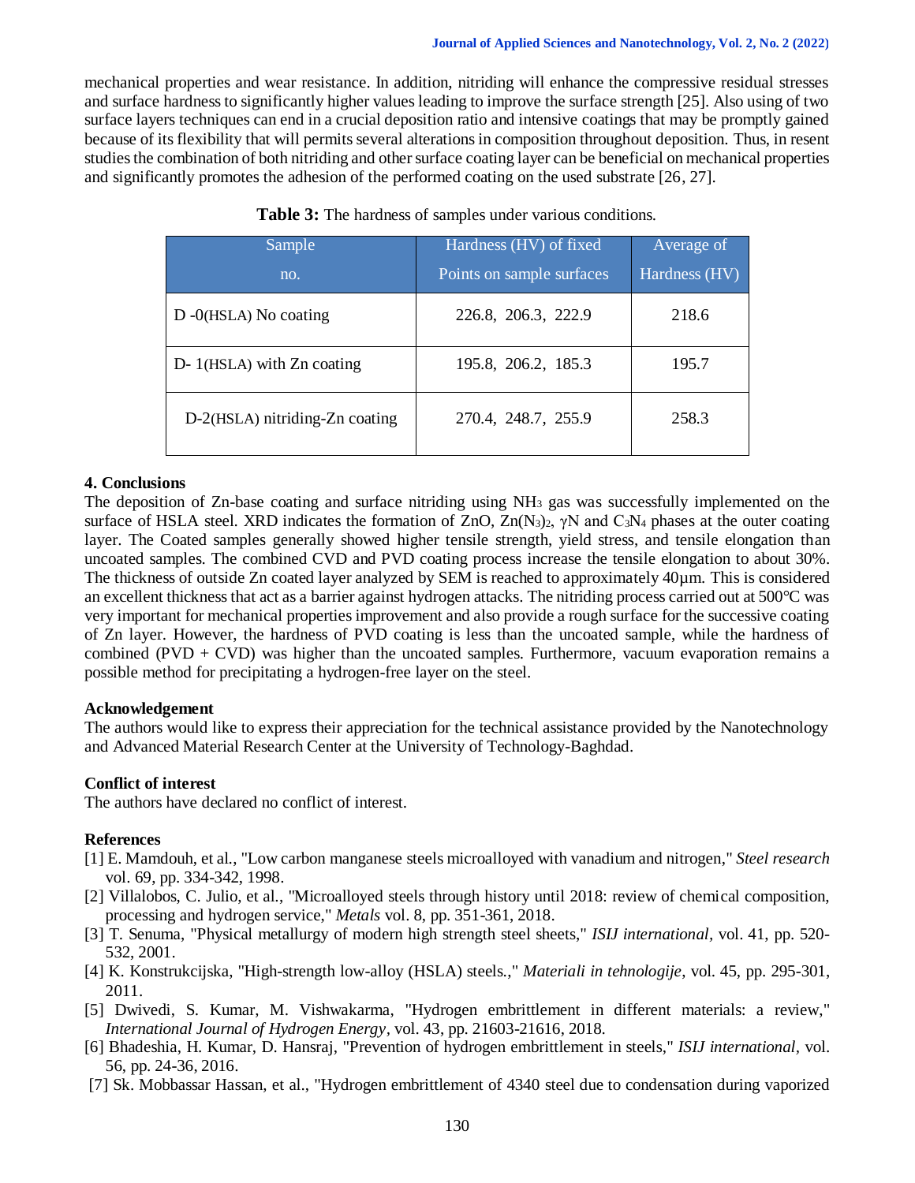mechanical properties and wear resistance. In addition, nitriding will enhance the compressive residual stresses and surface hardness to significantly higher values leading to improve the surface strength [25]. Also using of two surface layers techniques can end in a crucial deposition ratio and intensive coatings that may be promptly gained because of its flexibility that will permits several alterations in composition throughout deposition. Thus, in resent studies the combination of both nitriding and other surface coating layer can be beneficial on mechanical properties and significantly promotes the adhesion of the performed coating on the used substrate [26, 27].

**Table 3:** The hardness of samples under various conditions.

| Sample no. | Hardness (HV) of fixed Points on sample surfaces | Average of Hardness (HV) |
|---|---|---|
| D -0(HSLA) No coating | 226.8, 206.3, 222.9 | 218.6 |
| D- 1(HSLA) with Zn coating | 195.8, 206.2, 185.3 | 195.7 |
| D-2(HSLA) nitriding-Zn coating | 270.4, 248.7, 255.9 | 258.3 |

## 4. Conclusions

The deposition of Zn-base coating and surface nitriding using $NH_3$ gas was successfully implemented on the surface of HSLA steel. XRD indicates the formation of ZnO, $Zn(N_3)_2$, γN and $C_3N_4$ phases at the outer coating layer. The Coated samples generally showed higher tensile strength, yield stress, and tensile elongation than uncoated samples. The combined CVD and PVD coating process increase the tensile elongation to about 30%. The thickness of outside Zn coated layer analyzed by SEM is reached to approximately 40µm. This is considered an excellent thickness that act as a barrier against hydrogen attacks. The nitriding process carried out at 500℃ was very important for mechanical properties improvement and also provide a rough surface for the successive coating of Zn layer. However, the hardness of PVD coating is less than the uncoated sample, while the hardness of combined (PVD + CVD) was higher than the uncoated samples. Furthermore, vacuum evaporation remains a possible method for precipitating a hydrogen-free layer on the steel.

## Acknowledgement

The authors would like to express their appreciation for the technical assistance provided by the Nanotechnology and Advanced Material Research Center at the University of Technology-Baghdad.

## Conflict of interest

The authors have declared no conflict of interest.

## References

[1] E. Mamdouh, et al., "Low carbon manganese steels microalloyed with vanadium and nitrogen," *Steel research* vol. 69, pp. 334-342, 1998.

[2] Villalobos, C. Julio, et al., "Microalloyed steels through history until 2018: review of chemical composition, processing and hydrogen service," *Metals* vol. 8, pp. 351-361, 2018.

[3] T. Senuma, "Physical metallurgy of modern high strength steel sheets," *ISIJ international*, vol. 41, pp. 520-532, 2001.

[4] K. Konstrukcijska, "High-strength low-alloy (HSLA) steels.," *Materiali in tehnologije*, vol. 45, pp. 295-301, 2011.

[5] Dwivedi, S. Kumar, M. Vishwakarma, "Hydrogen embrittlement in different materials: a review," *International Journal of Hydrogen Energy*, vol. 43, pp. 21603-21616, 2018.

[6] Bhadeshia, H. Kumar, D. Hansraj, "Prevention of hydrogen embrittlement in steels," *ISIJ international*, vol. 56, pp. 24-36, 2016.

[7] Sk. Mobbassar Hassan, et al., "Hydrogen embrittlement of 4340 steel due to condensation during vaporized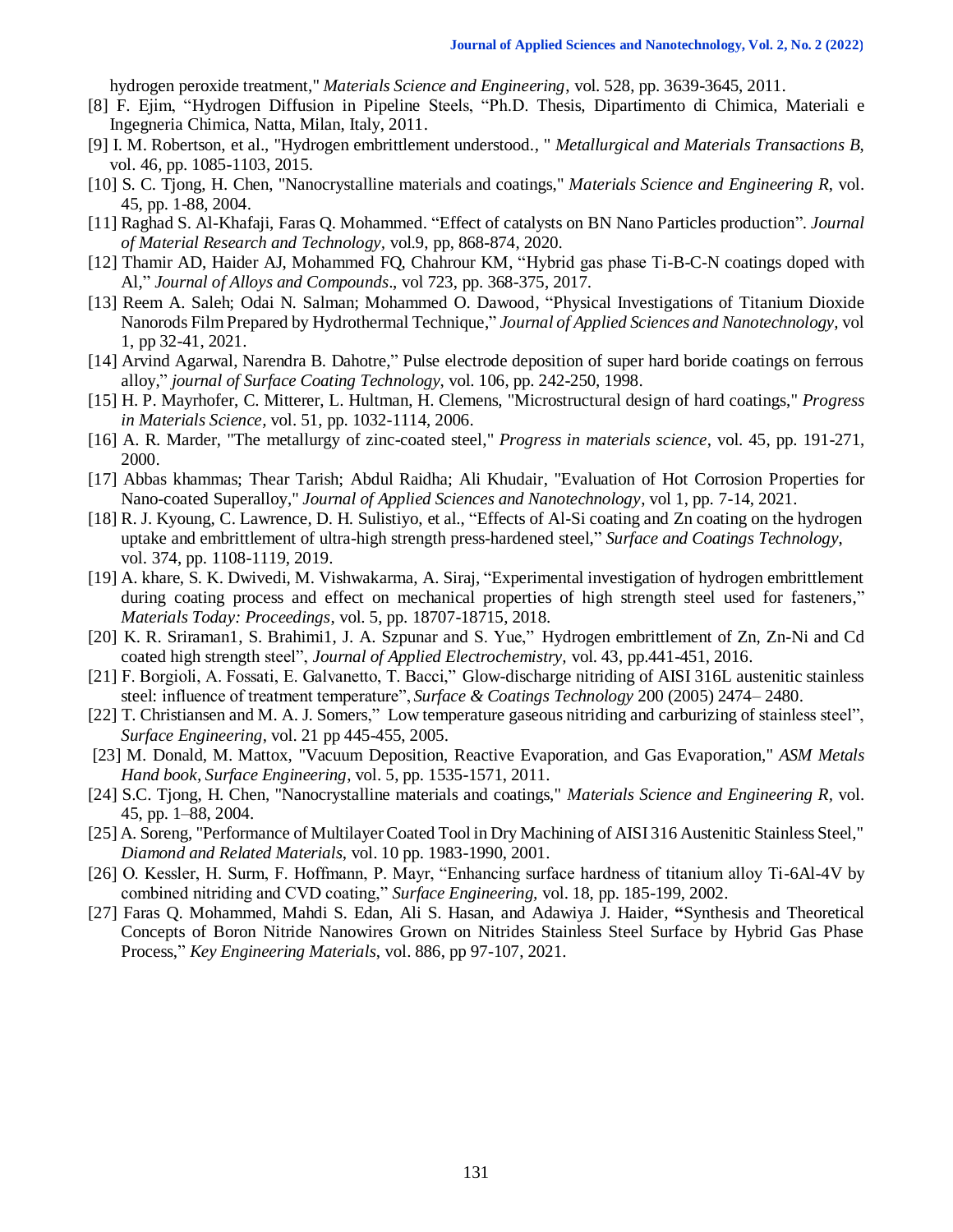hydrogen peroxide treatment," *Materials Science and Engineering*, vol. 528, pp. 3639-3645, 2011.

[8] F. Ejim, "Hydrogen Diffusion in Pipeline Steels, "Ph.D. Thesis, Dipartimento di Chimica, Materiali e Ingegneria Chimica, Natta, Milan, Italy, 2011.

[9] I. M. Robertson, et al., "Hydrogen embrittlement understood., " *Metallurgical and Materials Transactions B*, vol. 46, pp. 1085-1103, 2015.

[10] S. C. Tjong, H. Chen, "Nanocrystalline materials and coatings," *Materials Science and Engineering R*, vol. 45, pp. 1-88, 2004.

[11] Raghad S. Al-Khafaji, Faras Q. Mohammed. "Effect of catalysts on BN Nano Particles production". *Journal of Material Research and Technology*, vol.9, pp, 868-874, 2020.

[12] Thamir AD, Haider AJ, Mohammed FQ, Chahrour KM, "Hybrid gas phase Ti-B-C-N coatings doped with Al," *Journal of Alloys and Compounds*., vol 723, pp. 368-375, 2017.

[13] Reem A. Saleh; Odai N. Salman; Mohammed O. Dawood, "Physical Investigations of Titanium Dioxide Nanorods Film Prepared by Hydrothermal Technique," *Journal of Applied Sciences and Nanotechnology*, vol 1, pp 32-41, 2021.

[14] Arvind Agarwal, Narendra B. Dahotre," Pulse electrode deposition of super hard boride coatings on ferrous alloy," *journal of Surface Coating Technology*, vol. 106, pp. 242-250, 1998.

[15] H. P. Mayrhofer, C. Mitterer, L. Hultman, H. Clemens, "Microstructural design of hard coatings," *Progress in Materials Science*, vol. 51, pp. 1032-1114, 2006.

[16] A. R. Marder, "The metallurgy of zinc-coated steel," *Progress in materials science*, vol. 45, pp. 191-271, 2000.

[17] Abbas khammas; Thear Tarish; Abdul Raidha; Ali Khudair, "Evaluation of Hot Corrosion Properties for Nano-coated Superalloy," *Journal of Applied Sciences and Nanotechnology*, vol 1, pp. 7-14, 2021.

[18] R. J. Kyoung, C. Lawrence, D. H. Sulistiyo, et al., "Effects of Al-Si coating and Zn coating on the hydrogen uptake and embrittlement of ultra-high strength press-hardened steel," *Surface and Coatings Technology*, vol. 374, pp. 1108-1119, 2019.

[19] A. khare, S. K. Dwivedi, M. Vishwakarma, A. Siraj, "Experimental investigation of hydrogen embrittlement during coating process and effect on mechanical properties of high strength steel used for fasteners," *Materials Today: Proceedings*, vol. 5, pp. 18707-18715, 2018.

[20] K. R. Sriraman1, S. Brahimi1, J. A. Szpunar and S. Yue," Hydrogen embrittlement of Zn, Zn-Ni and Cd coated high strength steel", *Journal of Applied Electrochemistry*, vol. 43, pp.441-451, 2016.

[21] F. Borgioli, A. Fossati, E. Galvanetto, T. Bacci," Glow-discharge nitriding of AISI 316L austenitic stainless steel: influence of treatment temperature", *Surface & Coatings Technology* 200 (2005) 2474– 2480.

[22] T. Christiansen and M. A. J. Somers," Low temperature gaseous nitriding and carburizing of stainless steel", *Surface Engineering*, vol. 21 pp 445-455, 2005.

[23] M. Donald, M. Mattox, "Vacuum Deposition, Reactive Evaporation, and Gas Evaporation," *ASM Metals Hand book, Surface Engineering*, vol. 5, pp. 1535-1571, 2011.

[24] S.C. Tjong, H. Chen, "Nanocrystalline materials and coatings," *Materials Science and Engineering R*, vol. 45, pp. 1–88, 2004.

[25] A. Soreng, "Performance of Multilayer Coated Tool in Dry Machining of AISI 316 Austenitic Stainless Steel," *Diamond and Related Materials*, vol. 10 pp. 1983-1990, 2001.

[26] O. Kessler, H. Surm, F. Hoffmann, P. Mayr, "Enhancing surface hardness of titanium alloy Ti-6Al-4V by combined nitriding and CVD coating," *Surface Engineering*, vol. 18, pp. 185-199, 2002.

[27] Faras Q. Mohammed, Mahdi S. Edan, Ali S. Hasan, and Adawiya J. Haider, **"**Synthesis and Theoretical Concepts of Boron Nitride Nanowires Grown on Nitrides Stainless Steel Surface by Hybrid Gas Phase Process," *Key Engineering Materials*, vol. 886, pp 97-107, 2021.